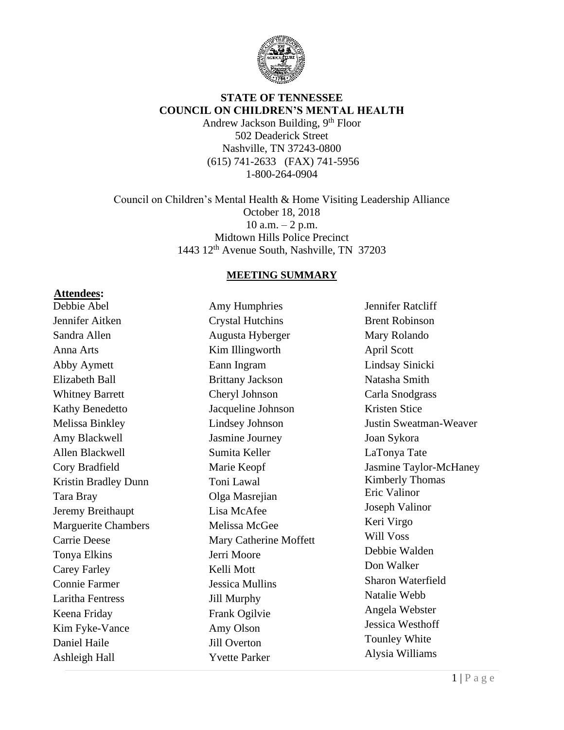**STATE OF TENNESSEE**
**COUNCIL ON CHILDREN'S MENTAL HEALTH**
Andrew Jackson Building, 9th Floor
502 Deaderick Street
Nashville, TN 37243-0800
(615) 741-2633 (FAX) 741-5956
1-800-264-0904

Council on Children's Mental Health & Home Visiting Leadership Alliance
October 18, 2018
10 a.m. – 2 p.m.
Midtown Hills Police Precinct
1443 12th Avenue South, Nashville, TN 37203

## MEETING SUMMARY

**Attendees:**

Debbie Abel
Jennifer Aitken
Sandra Allen
Anna Arts
Abby Aymett
Elizabeth Ball
Whitney Barrett
Kathy Benedetto
Melissa Binkley
Amy Blackwell
Allen Blackwell
Cory Bradfield
Kristin Bradley Dunn
Tara Bray
Jeremy Breithaupt
Marguerite Chambers
Carrie Deese
Tonya Elkins
Carey Farley
Connie Farmer
Laritha Fentress
Keena Friday
Kim Fyke-Vance
Daniel Haile
Ashleigh Hall
Amy Humphries
Crystal Hutchins
Augusta Hyberger
Kim Illingworth
Eann Ingram
Brittany Jackson
Cheryl Johnson
Jacqueline Johnson
Lindsey Johnson
Jasmine Journey
Sumita Keller
Marie Keopf
Toni Lawal
Olga Masrejian
Lisa McAfee
Melissa McGee
Mary Catherine Moffett
Jerri Moore
Kelli Mott
Jessica Mullins
Jill Murphy
Frank Ogilvie
Amy Olson
Jill Overton
Yvette Parker
Jennifer Ratcliff
Brent Robinson
Mary Rolando
April Scott
Lindsay Sinicki
Natasha Smith
Carla Snodgrass
Kristen Stice
Justin Sweatman-Weaver
Joan Sykora
LaTonya Tate
Jasmine Taylor-McHaney
Kimberly Thomas
Eric Valinor
Joseph Valinor
Keri Virgo
Will Voss
Debbie Walden
Don Walker
Sharon Waterfield
Natalie Webb
Angela Webster
Jessica Westhoff
Tounley White
Alysia Williams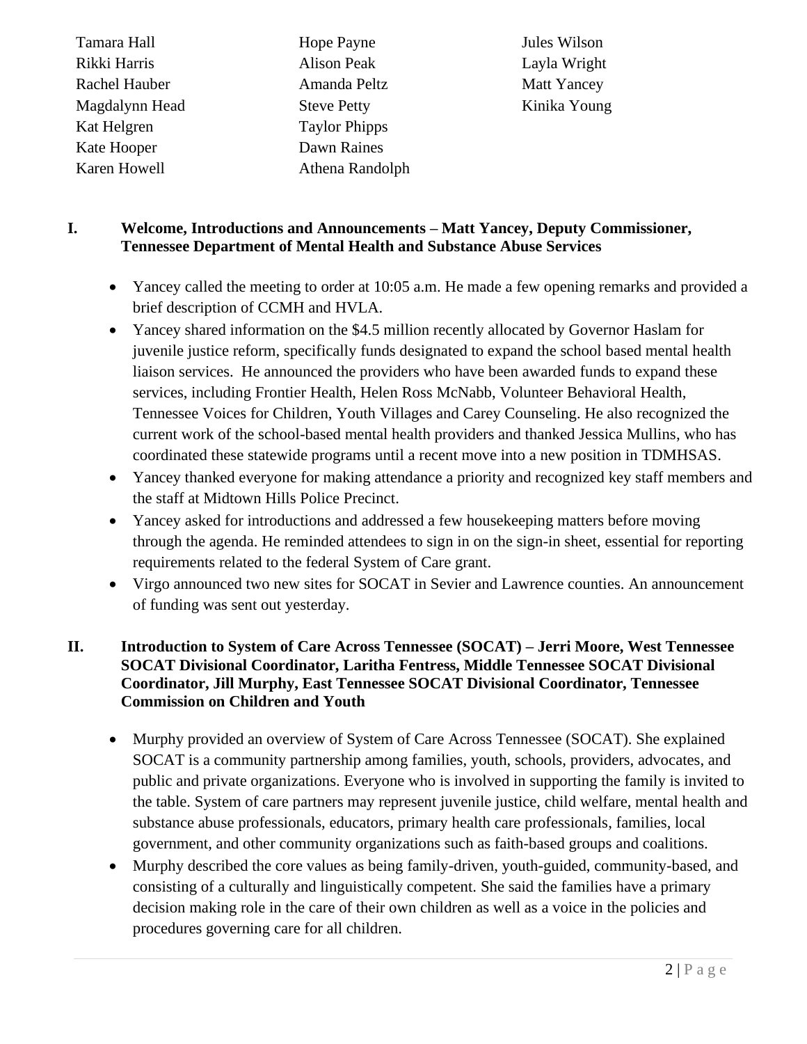Tamara Hall
Rikki Harris
Rachel Hauber
Magdalynn Head
Kat Helgren
Kate Hooper
Karen Howell
Hope Payne
Alison Peak
Amanda Peltz
Steve Petty
Taylor Phipps
Dawn Raines
Athena Randolph
Jules Wilson
Layla Wright
Matt Yancey
Kinika Young

## I. Welcome, Introductions and Announcements – Matt Yancey, Deputy Commissioner, Tennessee Department of Mental Health and Substance Abuse Services

- Yancey called the meeting to order at 10:05 a.m. He made a few opening remarks and provided a brief description of CCMH and HVLA.
- Yancey shared information on the $4.5 million recently allocated by Governor Haslam for juvenile justice reform, specifically funds designated to expand the school based mental health liaison services. He announced the providers who have been awarded funds to expand these services, including Frontier Health, Helen Ross McNabb, Volunteer Behavioral Health, Tennessee Voices for Children, Youth Villages and Carey Counseling. He also recognized the current work of the school-based mental health providers and thanked Jessica Mullins, who has coordinated these statewide programs until a recent move into a new position in TDMHSAS.
- Yancey thanked everyone for making attendance a priority and recognized key staff members and the staff at Midtown Hills Police Precinct.
- Yancey asked for introductions and addressed a few housekeeping matters before moving through the agenda. He reminded attendees to sign in on the sign-in sheet, essential for reporting requirements related to the federal System of Care grant.
- Virgo announced two new sites for SOCAT in Sevier and Lawrence counties. An announcement of funding was sent out yesterday.

## II. Introduction to System of Care Across Tennessee (SOCAT) – Jerri Moore, West Tennessee SOCAT Divisional Coordinator, Laritha Fentress, Middle Tennessee SOCAT Divisional Coordinator, Jill Murphy, East Tennessee SOCAT Divisional Coordinator, Tennessee Commission on Children and Youth

- Murphy provided an overview of System of Care Across Tennessee (SOCAT). She explained SOCAT is a community partnership among families, youth, schools, providers, advocates, and public and private organizations. Everyone who is involved in supporting the family is invited to the table. System of care partners may represent juvenile justice, child welfare, mental health and substance abuse professionals, educators, primary health care professionals, families, local government, and other community organizations such as faith-based groups and coalitions.
- Murphy described the core values as being family-driven, youth-guided, community-based, and consisting of a culturally and linguistically competent. She said the families have a primary decision making role in the care of their own children as well as a voice in the policies and procedures governing care for all children.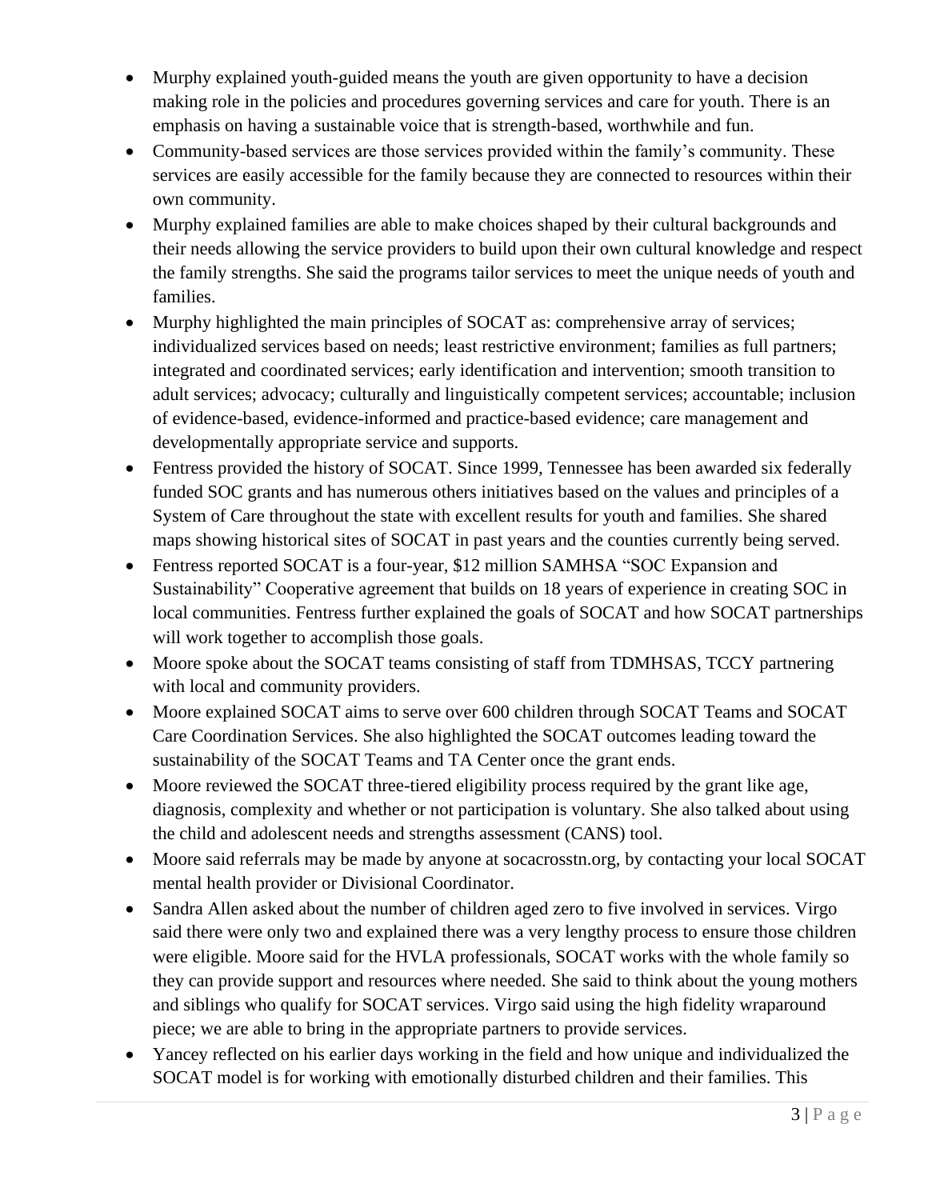- Murphy explained youth-guided means the youth are given opportunity to have a decision making role in the policies and procedures governing services and care for youth. There is an emphasis on having a sustainable voice that is strength-based, worthwhile and fun.
- Community-based services are those services provided within the family's community. These services are easily accessible for the family because they are connected to resources within their own community.
- Murphy explained families are able to make choices shaped by their cultural backgrounds and their needs allowing the service providers to build upon their own cultural knowledge and respect the family strengths. She said the programs tailor services to meet the unique needs of youth and families.
- Murphy highlighted the main principles of SOCAT as: comprehensive array of services; individualized services based on needs; least restrictive environment; families as full partners; integrated and coordinated services; early identification and intervention; smooth transition to adult services; advocacy; culturally and linguistically competent services; accountable; inclusion of evidence-based, evidence-informed and practice-based evidence; care management and developmentally appropriate service and supports.
- Fentress provided the history of SOCAT. Since 1999, Tennessee has been awarded six federally funded SOC grants and has numerous others initiatives based on the values and principles of a System of Care throughout the state with excellent results for youth and families. She shared maps showing historical sites of SOCAT in past years and the counties currently being served.
- Fentress reported SOCAT is a four-year, $12 million SAMHSA "SOC Expansion and Sustainability" Cooperative agreement that builds on 18 years of experience in creating SOC in local communities. Fentress further explained the goals of SOCAT and how SOCAT partnerships will work together to accomplish those goals.
- Moore spoke about the SOCAT teams consisting of staff from TDMHSAS, TCCY partnering with local and community providers.
- Moore explained SOCAT aims to serve over 600 children through SOCAT Teams and SOCAT Care Coordination Services. She also highlighted the SOCAT outcomes leading toward the sustainability of the SOCAT Teams and TA Center once the grant ends.
- Moore reviewed the SOCAT three-tiered eligibility process required by the grant like age, diagnosis, complexity and whether or not participation is voluntary. She also talked about using the child and adolescent needs and strengths assessment (CANS) tool.
- Moore said referrals may be made by anyone at socacrosstn.org, by contacting your local SOCAT mental health provider or Divisional Coordinator.
- Sandra Allen asked about the number of children aged zero to five involved in services. Virgo said there were only two and explained there was a very lengthy process to ensure those children were eligible. Moore said for the HVLA professionals, SOCAT works with the whole family so they can provide support and resources where needed. She said to think about the young mothers and siblings who qualify for SOCAT services. Virgo said using the high fidelity wraparound piece; we are able to bring in the appropriate partners to provide services.
- Yancey reflected on his earlier days working in the field and how unique and individualized the SOCAT model is for working with emotionally disturbed children and their families. This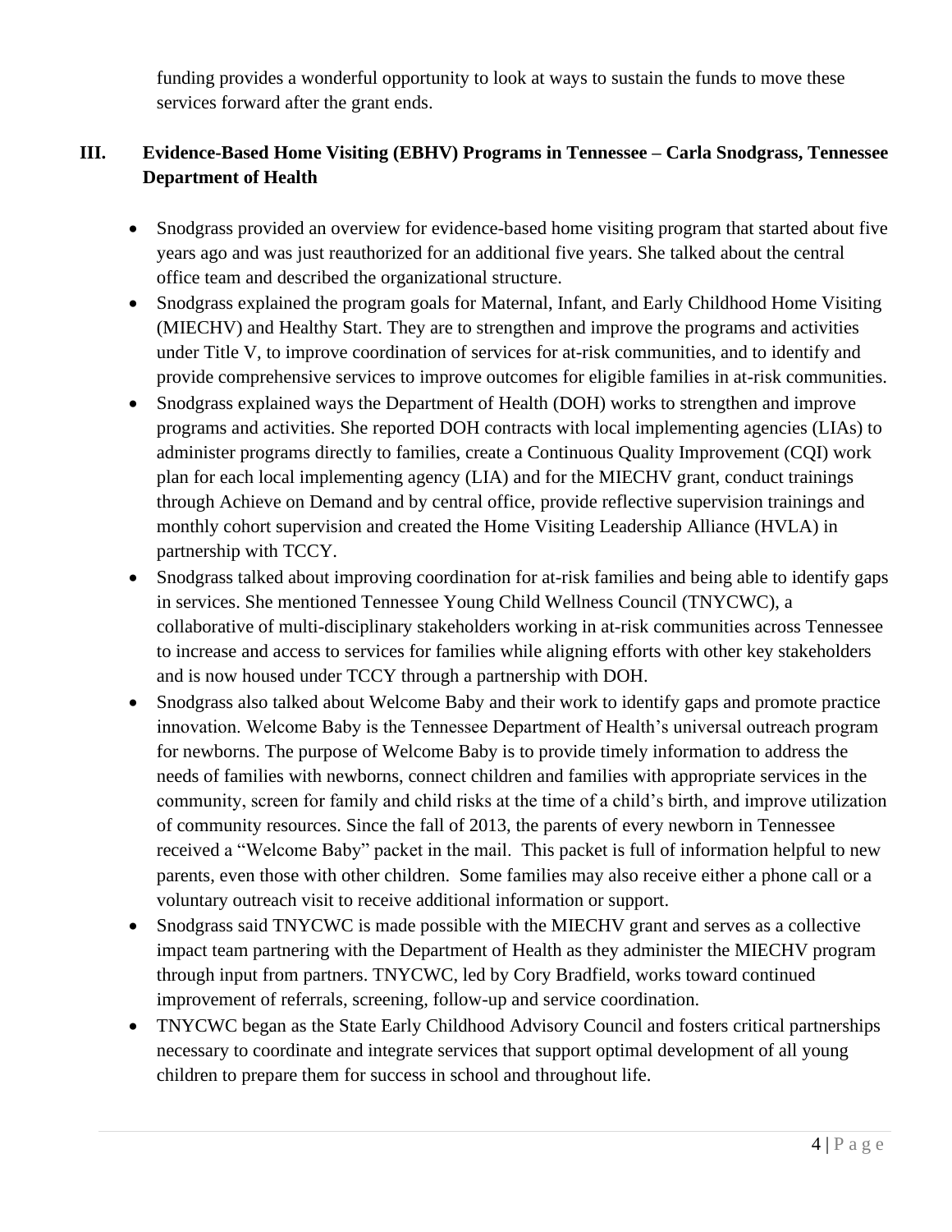funding provides a wonderful opportunity to look at ways to sustain the funds to move these services forward after the grant ends.

## III. Evidence-Based Home Visiting (EBHV) Programs in Tennessee – Carla Snodgrass, Tennessee Department of Health

- Snodgrass provided an overview for evidence-based home visiting program that started about five years ago and was just reauthorized for an additional five years. She talked about the central office team and described the organizational structure.
- Snodgrass explained the program goals for Maternal, Infant, and Early Childhood Home Visiting (MIECHV) and Healthy Start. They are to strengthen and improve the programs and activities under Title V, to improve coordination of services for at-risk communities, and to identify and provide comprehensive services to improve outcomes for eligible families in at-risk communities.
- Snodgrass explained ways the Department of Health (DOH) works to strengthen and improve programs and activities. She reported DOH contracts with local implementing agencies (LIAs) to administer programs directly to families, create a Continuous Quality Improvement (CQI) work plan for each local implementing agency (LIA) and for the MIECHV grant, conduct trainings through Achieve on Demand and by central office, provide reflective supervision trainings and monthly cohort supervision and created the Home Visiting Leadership Alliance (HVLA) in partnership with TCCY.
- Snodgrass talked about improving coordination for at-risk families and being able to identify gaps in services. She mentioned Tennessee Young Child Wellness Council (TNYCWC), a collaborative of multi-disciplinary stakeholders working in at-risk communities across Tennessee to increase and access to services for families while aligning efforts with other key stakeholders and is now housed under TCCY through a partnership with DOH.
- Snodgrass also talked about Welcome Baby and their work to identify gaps and promote practice innovation. Welcome Baby is the Tennessee Department of Health's universal outreach program for newborns. The purpose of Welcome Baby is to provide timely information to address the needs of families with newborns, connect children and families with appropriate services in the community, screen for family and child risks at the time of a child's birth, and improve utilization of community resources. Since the fall of 2013, the parents of every newborn in Tennessee received a "Welcome Baby" packet in the mail. This packet is full of information helpful to new parents, even those with other children. Some families may also receive either a phone call or a voluntary outreach visit to receive additional information or support.
- Snodgrass said TNYCWC is made possible with the MIECHV grant and serves as a collective impact team partnering with the Department of Health as they administer the MIECHV program through input from partners. TNYCWC, led by Cory Bradfield, works toward continued improvement of referrals, screening, follow-up and service coordination.
- TNYCWC began as the State Early Childhood Advisory Council and fosters critical partnerships necessary to coordinate and integrate services that support optimal development of all young children to prepare them for success in school and throughout life.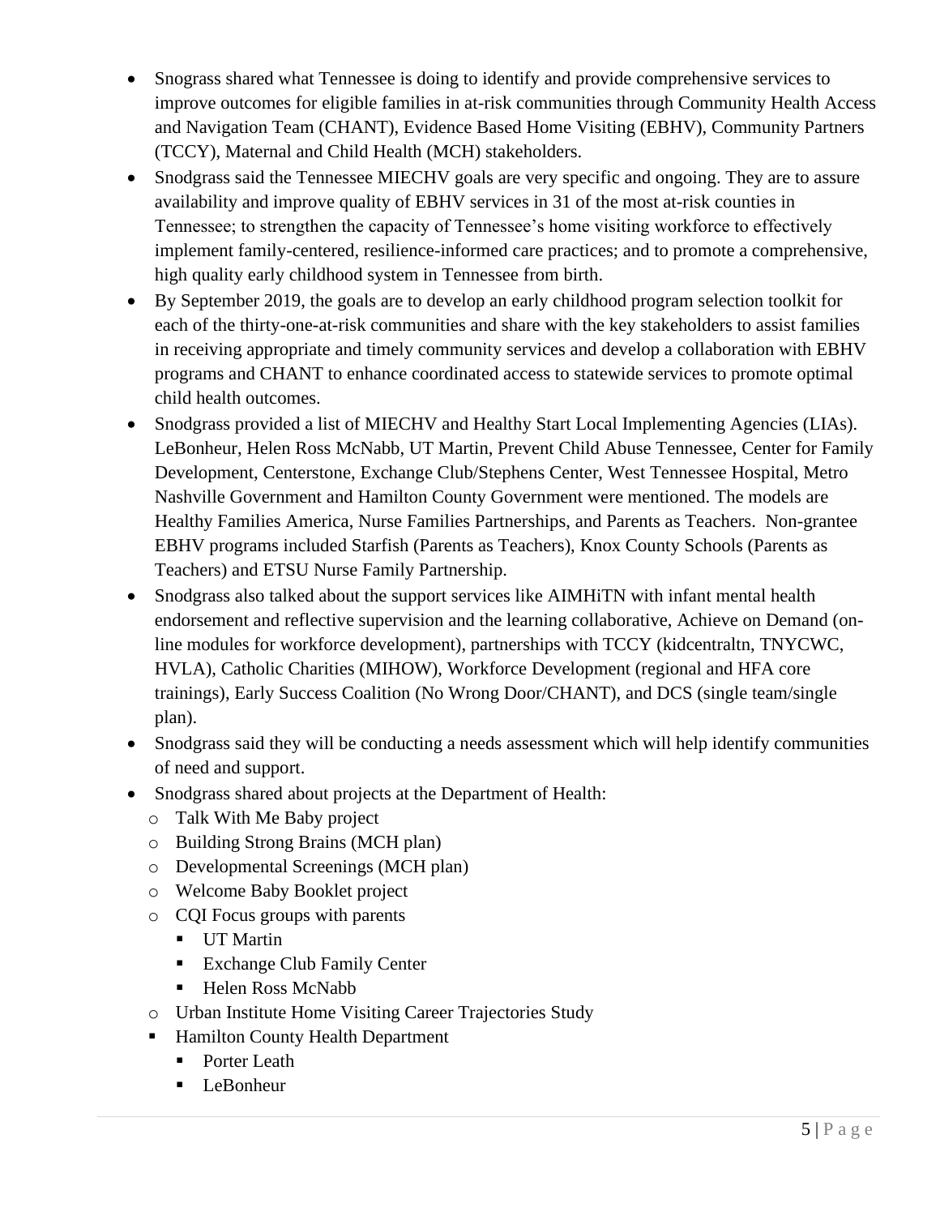- Snograss shared what Tennessee is doing to identify and provide comprehensive services to improve outcomes for eligible families in at-risk communities through Community Health Access and Navigation Team (CHANT), Evidence Based Home Visiting (EBHV), Community Partners (TCCY), Maternal and Child Health (MCH) stakeholders.
- Snodgrass said the Tennessee MIECHV goals are very specific and ongoing. They are to assure availability and improve quality of EBHV services in 31 of the most at-risk counties in Tennessee; to strengthen the capacity of Tennessee's home visiting workforce to effectively implement family-centered, resilience-informed care practices; and to promote a comprehensive, high quality early childhood system in Tennessee from birth.
- By September 2019, the goals are to develop an early childhood program selection toolkit for each of the thirty-one-at-risk communities and share with the key stakeholders to assist families in receiving appropriate and timely community services and develop a collaboration with EBHV programs and CHANT to enhance coordinated access to statewide services to promote optimal child health outcomes.
- Snodgrass provided a list of MIECHV and Healthy Start Local Implementing Agencies (LIAs). LeBonheur, Helen Ross McNabb, UT Martin, Prevent Child Abuse Tennessee, Center for Family Development, Centerstone, Exchange Club/Stephens Center, West Tennessee Hospital, Metro Nashville Government and Hamilton County Government were mentioned. The models are Healthy Families America, Nurse Families Partnerships, and Parents as Teachers. Non-grantee EBHV programs included Starfish (Parents as Teachers), Knox County Schools (Parents as Teachers) and ETSU Nurse Family Partnership.
- Snodgrass also talked about the support services like AIMHiTN with infant mental health endorsement and reflective supervision and the learning collaborative, Achieve on Demand (on-line modules for workforce development), partnerships with TCCY (kidcentraltn, TNYCWC, HVLA), Catholic Charities (MIHOW), Workforce Development (regional and HFA core trainings), Early Success Coalition (No Wrong Door/CHANT), and DCS (single team/single plan).
- Snodgrass said they will be conducting a needs assessment which will help identify communities of need and support.
- Snodgrass shared about projects at the Department of Health:
  - Talk With Me Baby project
  - Building Strong Brains (MCH plan)
  - Developmental Screenings (MCH plan)
  - Welcome Baby Booklet project
  - CQI Focus groups with parents
    - UT Martin
    - Exchange Club Family Center
    - Helen Ross McNabb
  - Urban Institute Home Visiting Career Trajectories Study
  - Hamilton County Health Department
    - Porter Leath
    - LeBonheur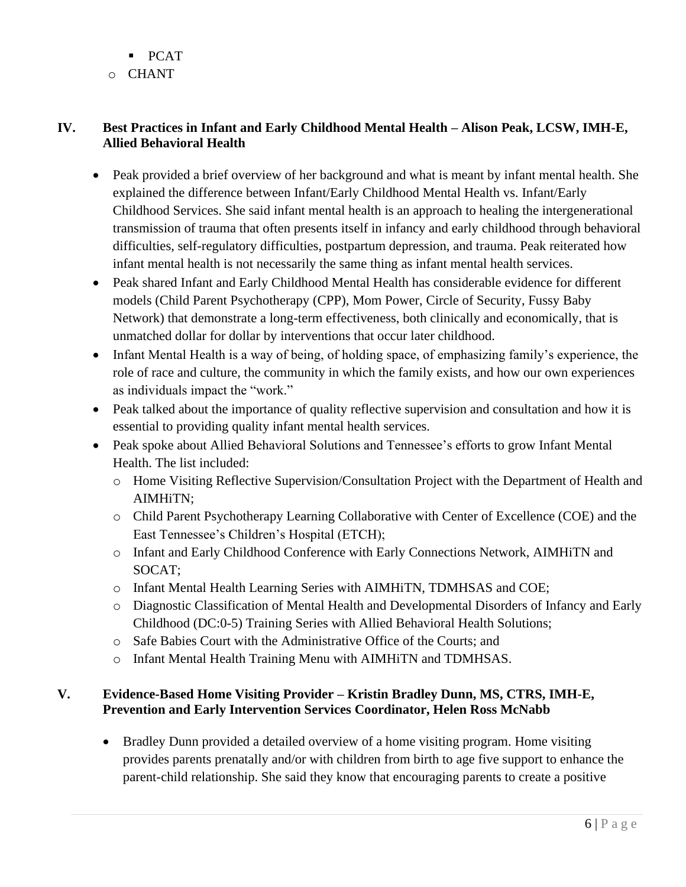- PCAT
    - CHANT

## IV. Best Practices in Infant and Early Childhood Mental Health – Alison Peak, LCSW, IMH-E, Allied Behavioral Health

- Peak provided a brief overview of her background and what is meant by infant mental health. She explained the difference between Infant/Early Childhood Mental Health vs. Infant/Early Childhood Services. She said infant mental health is an approach to healing the intergenerational transmission of trauma that often presents itself in infancy and early childhood through behavioral difficulties, self-regulatory difficulties, postpartum depression, and trauma. Peak reiterated how infant mental health is not necessarily the same thing as infant mental health services.
- Peak shared Infant and Early Childhood Mental Health has considerable evidence for different models (Child Parent Psychotherapy (CPP), Mom Power, Circle of Security, Fussy Baby Network) that demonstrate a long-term effectiveness, both clinically and economically, that is unmatched dollar for dollar by interventions that occur later childhood.
- Infant Mental Health is a way of being, of holding space, of emphasizing family's experience, the role of race and culture, the community in which the family exists, and how our own experiences as individuals impact the "work."
- Peak talked about the importance of quality reflective supervision and consultation and how it is essential to providing quality infant mental health services.
- Peak spoke about Allied Behavioral Solutions and Tennessee's efforts to grow Infant Mental Health. The list included:
    - Home Visiting Reflective Supervision/Consultation Project with the Department of Health and AIMHiTN;
    - Child Parent Psychotherapy Learning Collaborative with Center of Excellence (COE) and the East Tennessee's Children's Hospital (ETCH);
    - Infant and Early Childhood Conference with Early Connections Network, AIMHiTN and SOCAT;
    - Infant Mental Health Learning Series with AIMHiTN, TDMHSAS and COE;
    - Diagnostic Classification of Mental Health and Developmental Disorders of Infancy and Early Childhood (DC:0-5) Training Series with Allied Behavioral Health Solutions;
    - Safe Babies Court with the Administrative Office of the Courts; and
    - Infant Mental Health Training Menu with AIMHiTN and TDMHSAS.

## V. Evidence-Based Home Visiting Provider – Kristin Bradley Dunn, MS, CTRS, IMH-E, Prevention and Early Intervention Services Coordinator, Helen Ross McNabb

- Bradley Dunn provided a detailed overview of a home visiting program. Home visiting provides parents prenatally and/or with children from birth to age five support to enhance the parent-child relationship. She said they know that encouraging parents to create a positive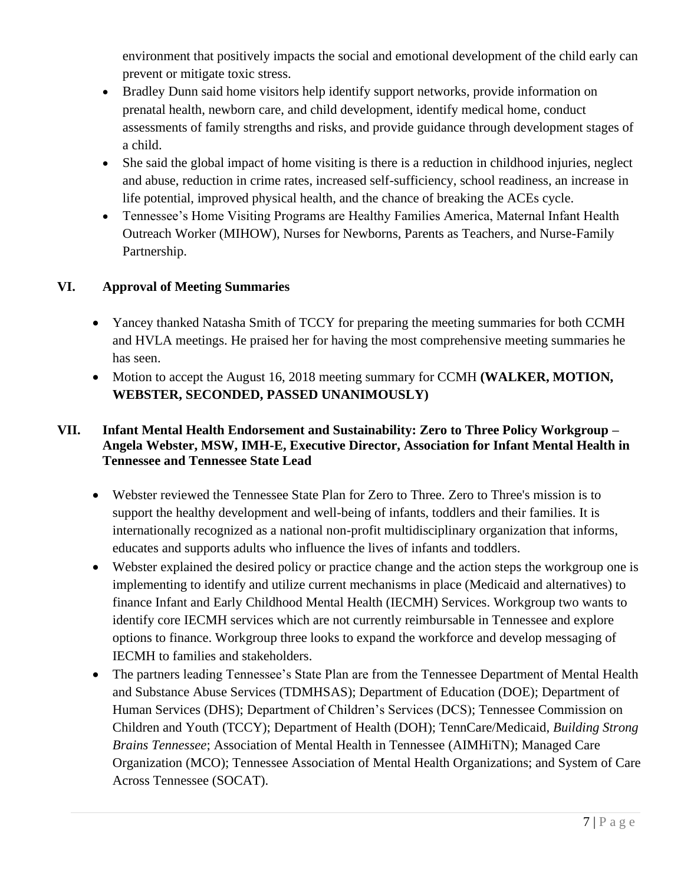environment that positively impacts the social and emotional development of the child early can prevent or mitigate toxic stress.

- Bradley Dunn said home visitors help identify support networks, provide information on prenatal health, newborn care, and child development, identify medical home, conduct assessments of family strengths and risks, and provide guidance through development stages of a child.
- She said the global impact of home visiting is there is a reduction in childhood injuries, neglect and abuse, reduction in crime rates, increased self-sufficiency, school readiness, an increase in life potential, improved physical health, and the chance of breaking the ACEs cycle.
- Tennessee's Home Visiting Programs are Healthy Families America, Maternal Infant Health Outreach Worker (MIHOW), Nurses for Newborns, Parents as Teachers, and Nurse-Family Partnership.

## VI. Approval of Meeting Summaries

- Yancey thanked Natasha Smith of TCCY for preparing the meeting summaries for both CCMH and HVLA meetings. He praised her for having the most comprehensive meeting summaries he has seen.
- Motion to accept the August 16, 2018 meeting summary for CCMH **(WALKER, MOTION, WEBSTER, SECONDED, PASSED UNANIMOUSLY)**

## VII. Infant Mental Health Endorsement and Sustainability: Zero to Three Policy Workgroup – Angela Webster, MSW, IMH-E, Executive Director, Association for Infant Mental Health in Tennessee and Tennessee State Lead

- Webster reviewed the Tennessee State Plan for Zero to Three. Zero to Three's mission is to support the healthy development and well-being of infants, toddlers and their families. It is internationally recognized as a national non-profit multidisciplinary organization that informs, educates and supports adults who influence the lives of infants and toddlers.
- Webster explained the desired policy or practice change and the action steps the workgroup one is implementing to identify and utilize current mechanisms in place (Medicaid and alternatives) to finance Infant and Early Childhood Mental Health (IECMH) Services. Workgroup two wants to identify core IECMH services which are not currently reimbursable in Tennessee and explore options to finance. Workgroup three looks to expand the workforce and develop messaging of IECMH to families and stakeholders.
- The partners leading Tennessee's State Plan are from the Tennessee Department of Mental Health and Substance Abuse Services (TDMHSAS); Department of Education (DOE); Department of Human Services (DHS); Department of Children's Services (DCS); Tennessee Commission on Children and Youth (TCCY); Department of Health (DOH); TennCare/Medicaid, *Building Strong Brains Tennessee*; Association of Mental Health in Tennessee (AIMHiTN); Managed Care Organization (MCO); Tennessee Association of Mental Health Organizations; and System of Care Across Tennessee (SOCAT).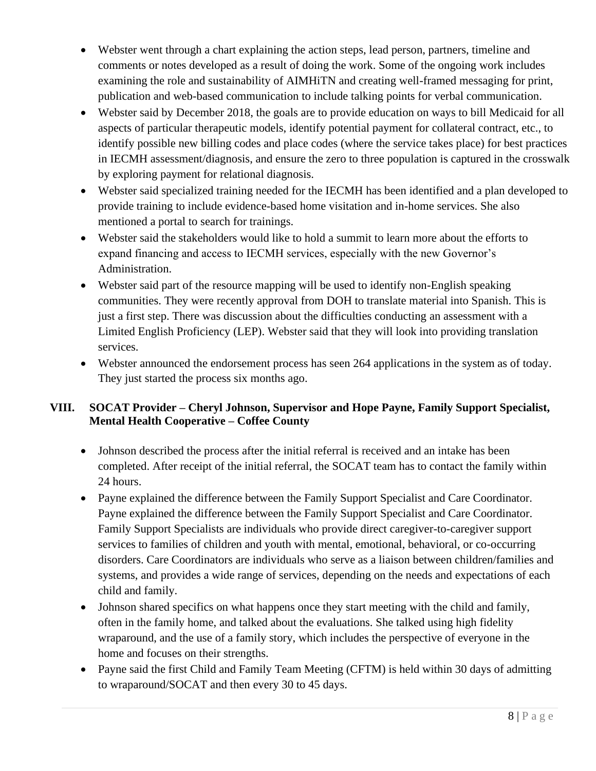- Webster went through a chart explaining the action steps, lead person, partners, timeline and comments or notes developed as a result of doing the work. Some of the ongoing work includes examining the role and sustainability of AIMHiTN and creating well-framed messaging for print, publication and web-based communication to include talking points for verbal communication.
- Webster said by December 2018, the goals are to provide education on ways to bill Medicaid for all aspects of particular therapeutic models, identify potential payment for collateral contract, etc., to identify possible new billing codes and place codes (where the service takes place) for best practices in IECMH assessment/diagnosis, and ensure the zero to three population is captured in the crosswalk by exploring payment for relational diagnosis.
- Webster said specialized training needed for the IECMH has been identified and a plan developed to provide training to include evidence-based home visitation and in-home services. She also mentioned a portal to search for trainings.
- Webster said the stakeholders would like to hold a summit to learn more about the efforts to expand financing and access to IECMH services, especially with the new Governor's Administration.
- Webster said part of the resource mapping will be used to identify non-English speaking communities. They were recently approval from DOH to translate material into Spanish. This is just a first step. There was discussion about the difficulties conducting an assessment with a Limited English Proficiency (LEP). Webster said that they will look into providing translation services.
- Webster announced the endorsement process has seen 264 applications in the system as of today. They just started the process six months ago.

## VIII. SOCAT Provider – Cheryl Johnson, Supervisor and Hope Payne, Family Support Specialist, Mental Health Cooperative – Coffee County

- Johnson described the process after the initial referral is received and an intake has been completed. After receipt of the initial referral, the SOCAT team has to contact the family within 24 hours.
- Payne explained the difference between the Family Support Specialist and Care Coordinator. Payne explained the difference between the Family Support Specialist and Care Coordinator. Family Support Specialists are individuals who provide direct caregiver-to-caregiver support services to families of children and youth with mental, emotional, behavioral, or co-occurring disorders. Care Coordinators are individuals who serve as a liaison between children/families and systems, and provides a wide range of services, depending on the needs and expectations of each child and family.
- Johnson shared specifics on what happens once they start meeting with the child and family, often in the family home, and talked about the evaluations. She talked using high fidelity wraparound, and the use of a family story, which includes the perspective of everyone in the home and focuses on their strengths.
- Payne said the first Child and Family Team Meeting (CFTM) is held within 30 days of admitting to wraparound/SOCAT and then every 30 to 45 days.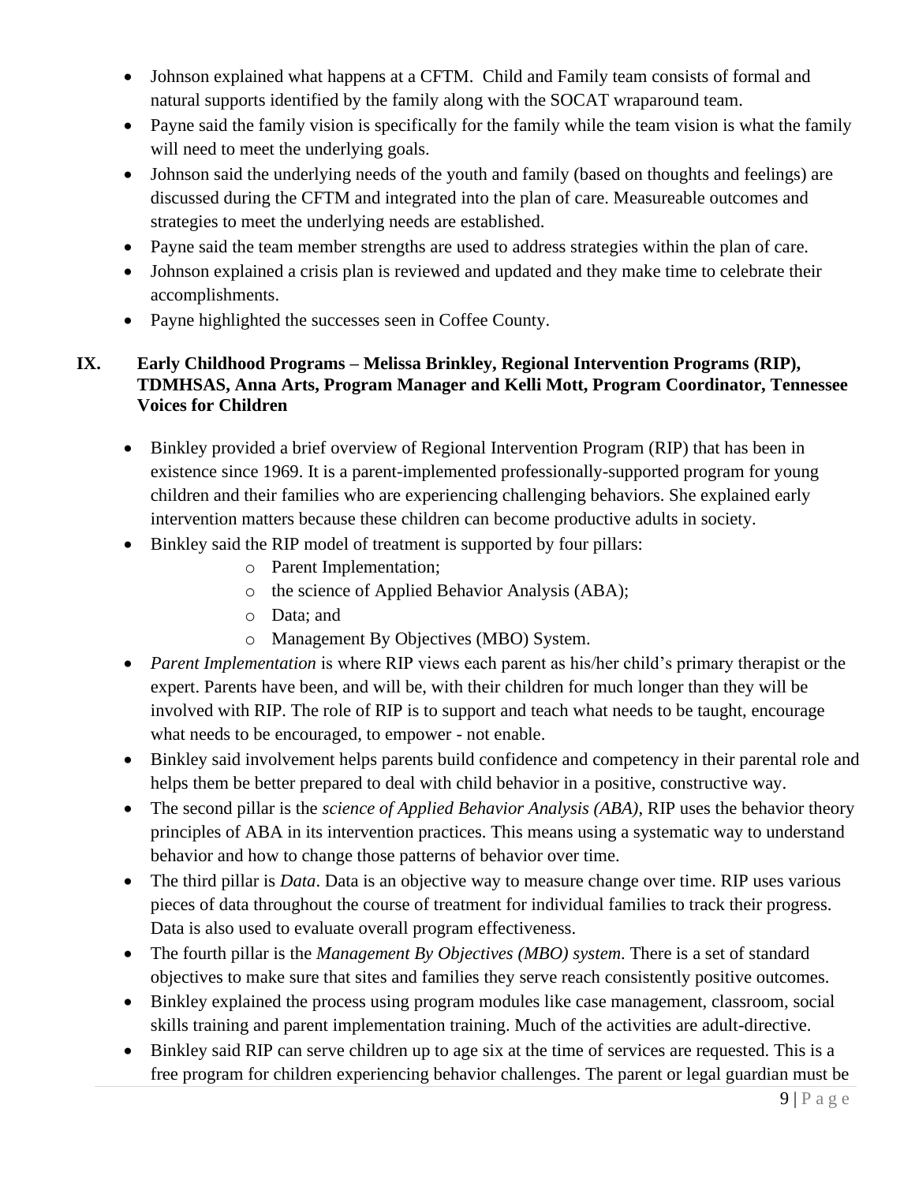- Johnson explained what happens at a CFTM. Child and Family team consists of formal and natural supports identified by the family along with the SOCAT wraparound team.
- Payne said the family vision is specifically for the family while the team vision is what the family will need to meet the underlying goals.
- Johnson said the underlying needs of the youth and family (based on thoughts and feelings) are discussed during the CFTM and integrated into the plan of care. Measureable outcomes and strategies to meet the underlying needs are established.
- Payne said the team member strengths are used to address strategies within the plan of care.
- Johnson explained a crisis plan is reviewed and updated and they make time to celebrate their accomplishments.
- Payne highlighted the successes seen in Coffee County.

## IX. Early Childhood Programs – Melissa Brinkley, Regional Intervention Programs (RIP), TDMHSAS, Anna Arts, Program Manager and Kelli Mott, Program Coordinator, Tennessee Voices for Children

- Binkley provided a brief overview of Regional Intervention Program (RIP) that has been in existence since 1969. It is a parent-implemented professionally-supported program for young children and their families who are experiencing challenging behaviors. She explained early intervention matters because these children can become productive adults in society.
- Binkley said the RIP model of treatment is supported by four pillars:
  - Parent Implementation;
  - the science of Applied Behavior Analysis (ABA);
  - Data; and
  - Management By Objectives (MBO) System.
- *Parent Implementation* is where RIP views each parent as his/her child's primary therapist or the expert. Parents have been, and will be, with their children for much longer than they will be involved with RIP. The role of RIP is to support and teach what needs to be taught, encourage what needs to be encouraged, to empower - not enable.
- Binkley said involvement helps parents build confidence and competency in their parental role and helps them be better prepared to deal with child behavior in a positive, constructive way.
- The second pillar is the *science of Applied Behavior Analysis (ABA)*, RIP uses the behavior theory principles of ABA in its intervention practices. This means using a systematic way to understand behavior and how to change those patterns of behavior over time.
- The third pillar is *Data*. Data is an objective way to measure change over time. RIP uses various pieces of data throughout the course of treatment for individual families to track their progress. Data is also used to evaluate overall program effectiveness.
- The fourth pillar is the *Management By Objectives (MBO) system*. There is a set of standard objectives to make sure that sites and families they serve reach consistently positive outcomes.
- Binkley explained the process using program modules like case management, classroom, social skills training and parent implementation training. Much of the activities are adult-directive.
- Binkley said RIP can serve children up to age six at the time of services are requested. This is a free program for children experiencing behavior challenges. The parent or legal guardian must be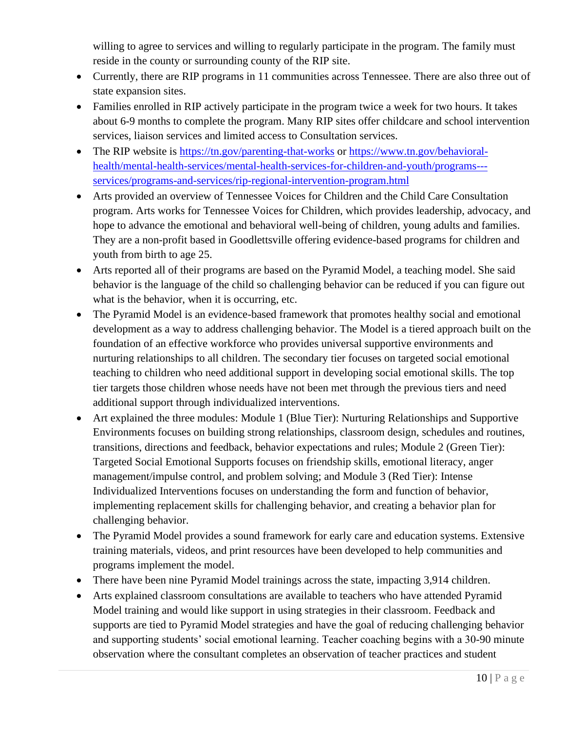willing to agree to services and willing to regularly participate in the program. The family must reside in the county or surrounding county of the RIP site.

- Currently, there are RIP programs in 11 communities across Tennessee. There are also three out of state expansion sites.
- Families enrolled in RIP actively participate in the program twice a week for two hours. It takes about 6-9 months to complete the program. Many RIP sites offer childcare and school intervention services, liaison services and limited access to Consultation services.
- The RIP website is [https://tn.gov/parenting-that-works](https://tn.gov/parenting-that-works) or [https://www.tn.gov/behavioral-health/mental-health-services/mental-health-services-for-children-and-youth/programs---services/programs-and-services/rip-regional-intervention-program.html](https://www.tn.gov/behavioral-health/mental-health-services/mental-health-services-for-children-and-youth/programs---services/programs-and-services/rip-regional-intervention-program.html)
- Arts provided an overview of Tennessee Voices for Children and the Child Care Consultation program. Arts works for Tennessee Voices for Children, which provides leadership, advocacy, and hope to advance the emotional and behavioral well-being of children, young adults and families. They are a non-profit based in Goodlettsville offering evidence-based programs for children and youth from birth to age 25.
- Arts reported all of their programs are based on the Pyramid Model, a teaching model. She said behavior is the language of the child so challenging behavior can be reduced if you can figure out what is the behavior, when it is occurring, etc.
- The Pyramid Model is an evidence-based framework that promotes healthy social and emotional development as a way to address challenging behavior. The Model is a tiered approach built on the foundation of an effective workforce who provides universal supportive environments and nurturing relationships to all children. The secondary tier focuses on targeted social emotional teaching to children who need additional support in developing social emotional skills. The top tier targets those children whose needs have not been met through the previous tiers and need additional support through individualized interventions.
- Art explained the three modules: Module 1 (Blue Tier): Nurturing Relationships and Supportive Environments focuses on building strong relationships, classroom design, schedules and routines, transitions, directions and feedback, behavior expectations and rules; Module 2 (Green Tier): Targeted Social Emotional Supports focuses on friendship skills, emotional literacy, anger management/impulse control, and problem solving; and Module 3 (Red Tier): Intense Individualized Interventions focuses on understanding the form and function of behavior, implementing replacement skills for challenging behavior, and creating a behavior plan for challenging behavior.
- The Pyramid Model provides a sound framework for early care and education systems. Extensive training materials, videos, and print resources have been developed to help communities and programs implement the model.
- There have been nine Pyramid Model trainings across the state, impacting 3,914 children.
- Arts explained classroom consultations are available to teachers who have attended Pyramid Model training and would like support in using strategies in their classroom. Feedback and supports are tied to Pyramid Model strategies and have the goal of reducing challenging behavior and supporting students' social emotional learning. Teacher coaching begins with a 30-90 minute observation where the consultant completes an observation of teacher practices and student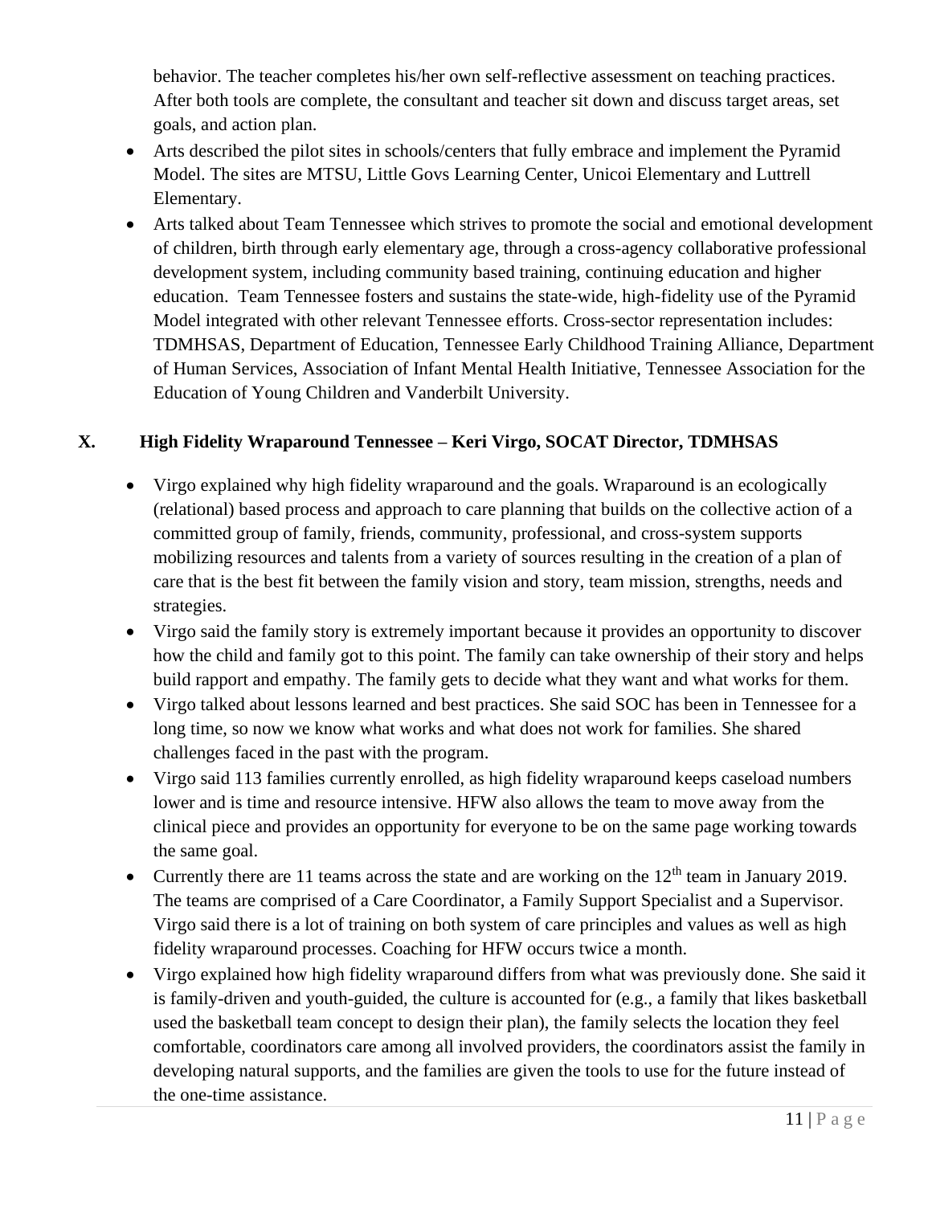behavior. The teacher completes his/her own self-reflective assessment on teaching practices. After both tools are complete, the consultant and teacher sit down and discuss target areas, set goals, and action plan.

- Arts described the pilot sites in schools/centers that fully embrace and implement the Pyramid Model. The sites are MTSU, Little Govs Learning Center, Unicoi Elementary and Luttrell Elementary.
- Arts talked about Team Tennessee which strives to promote the social and emotional development of children, birth through early elementary age, through a cross-agency collaborative professional development system, including community based training, continuing education and higher education. Team Tennessee fosters and sustains the state-wide, high-fidelity use of the Pyramid Model integrated with other relevant Tennessee efforts. Cross-sector representation includes: TDMHSAS, Department of Education, Tennessee Early Childhood Training Alliance, Department of Human Services, Association of Infant Mental Health Initiative, Tennessee Association for the Education of Young Children and Vanderbilt University.

## X. High Fidelity Wraparound Tennessee – Keri Virgo, SOCAT Director, TDMHSAS

- Virgo explained why high fidelity wraparound and the goals. Wraparound is an ecologically (relational) based process and approach to care planning that builds on the collective action of a committed group of family, friends, community, professional, and cross-system supports mobilizing resources and talents from a variety of sources resulting in the creation of a plan of care that is the best fit between the family vision and story, team mission, strengths, needs and strategies.
- Virgo said the family story is extremely important because it provides an opportunity to discover how the child and family got to this point. The family can take ownership of their story and helps build rapport and empathy. The family gets to decide what they want and what works for them.
- Virgo talked about lessons learned and best practices. She said SOC has been in Tennessee for a long time, so now we know what works and what does not work for families. She shared challenges faced in the past with the program.
- Virgo said 113 families currently enrolled, as high fidelity wraparound keeps caseload numbers lower and is time and resource intensive. HFW also allows the team to move away from the clinical piece and provides an opportunity for everyone to be on the same page working towards the same goal.
- Currently there are 11 teams across the state and are working on the 12th team in January 2019. The teams are comprised of a Care Coordinator, a Family Support Specialist and a Supervisor. Virgo said there is a lot of training on both system of care principles and values as well as high fidelity wraparound processes. Coaching for HFW occurs twice a month.
- Virgo explained how high fidelity wraparound differs from what was previously done. She said it is family-driven and youth-guided, the culture is accounted for (e.g., a family that likes basketball used the basketball team concept to design their plan), the family selects the location they feel comfortable, coordinators care among all involved providers, the coordinators assist the family in developing natural supports, and the families are given the tools to use for the future instead of the one-time assistance.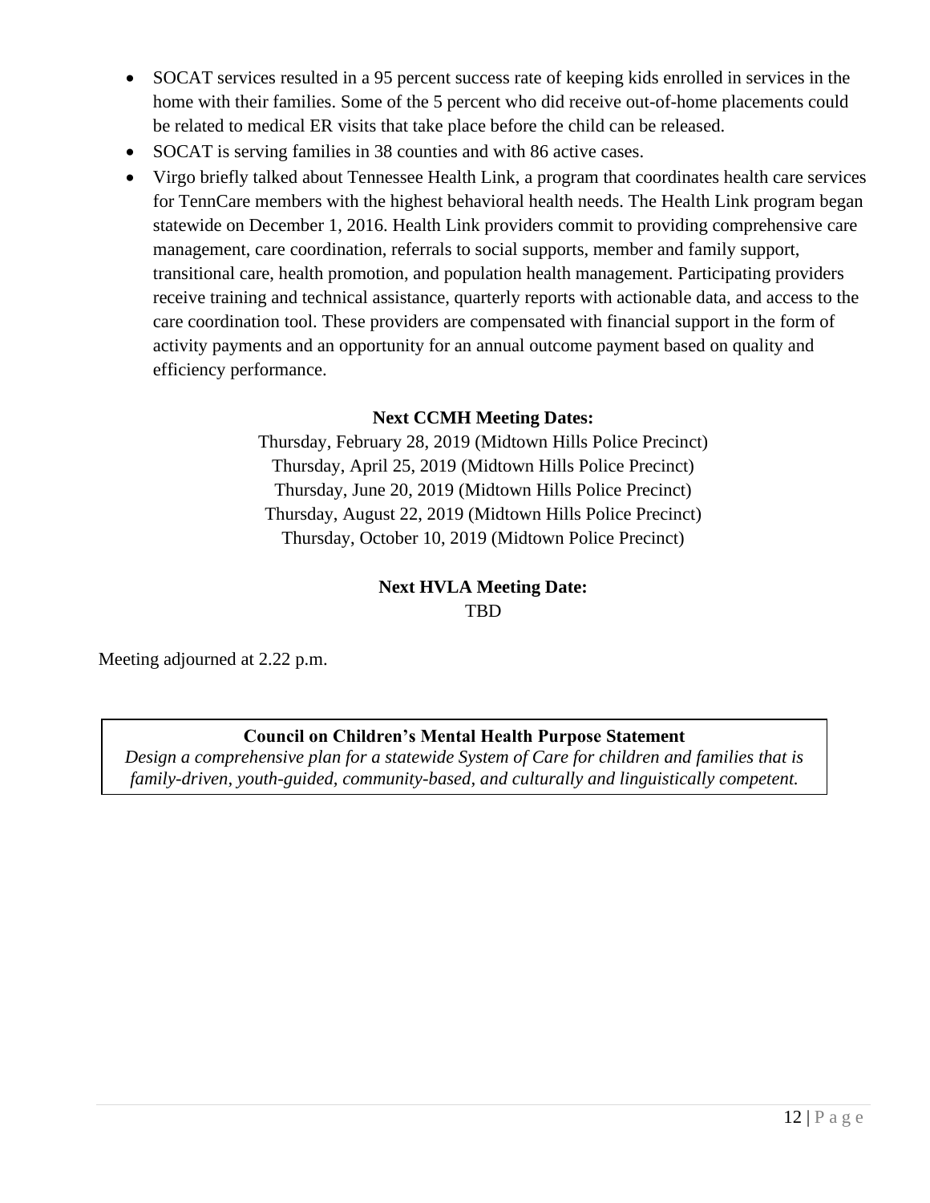- SOCAT services resulted in a 95 percent success rate of keeping kids enrolled in services in the home with their families. Some of the 5 percent who did receive out-of-home placements could be related to medical ER visits that take place before the child can be released.
- SOCAT is serving families in 38 counties and with 86 active cases.
- Virgo briefly talked about Tennessee Health Link, a program that coordinates health care services for TennCare members with the highest behavioral health needs. The Health Link program began statewide on December 1, 2016. Health Link providers commit to providing comprehensive care management, care coordination, referrals to social supports, member and family support, transitional care, health promotion, and population health management. Participating providers receive training and technical assistance, quarterly reports with actionable data, and access to the care coordination tool. These providers are compensated with financial support in the form of activity payments and an opportunity for an annual outcome payment based on quality and efficiency performance.

**Next CCMH Meeting Dates:**

Thursday, February 28, 2019 (Midtown Hills Police Precinct)
Thursday, April 25, 2019 (Midtown Hills Police Precinct)
Thursday, June 20, 2019 (Midtown Hills Police Precinct)
Thursday, August 22, 2019 (Midtown Hills Police Precinct)
Thursday, October 10, 2019 (Midtown Police Precinct)

**Next HVLA Meeting Date:**

TBD

Meeting adjourned at 2.22 p.m.

**Council on Children's Mental Health Purpose Statement**

*Design a comprehensive plan for a statewide System of Care for children and families that is family-driven, youth-guided, community-based, and culturally and linguistically competent.*